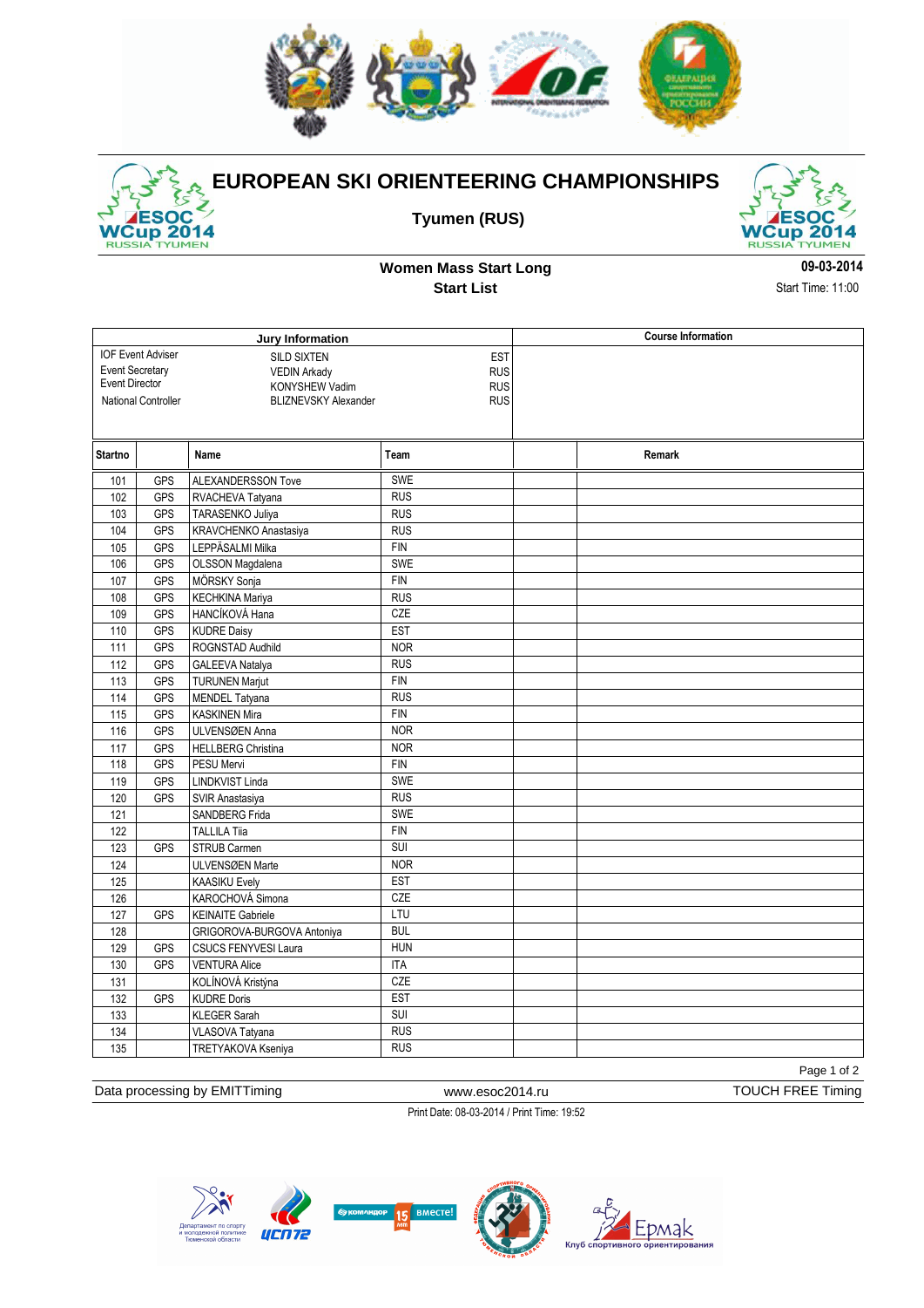# EUROPEAN SKI ORIENTEERING CHAMPIONSHIPS

**Tyumen (RUS)**

## Women Mass Start Long
### Start List

**09-03-2014**
Start Time: 11:00

| Jury Information | | | Course Information |
|---|---|---|---|
| IOF Event Adviser | SILD SIXTEN | EST | |
| Event Secretary | VEDIN Arkady | RUS | |
| Event Director | KONYSHEW Vadim | RUS | |
| National Controller | BLIZNEVSKY Alexander | RUS | |

| Startno | | Name | Team | | Remark |
|---|---|---|---|---|---|
| 101 | GPS | ALEXANDERSSON Tove | SWE | | |
| 102 | GPS | RVACHEVA Tatyana | RUS | | |
| 103 | GPS | TARASENKO Juliya | RUS | | |
| 104 | GPS | KRAVCHENKO Anastasiya | RUS | | |
| 105 | GPS | LEPPÄSALMI Milka | FIN | | |
| 106 | GPS | OLSSON Magdalena | SWE | | |
| 107 | GPS | MÖRSKY Sonja | FIN | | |
| 108 | GPS | KECHKINA Mariya | RUS | | |
| 109 | GPS | HANCÍKOVÁ Hana | CZE | | |
| 110 | GPS | KUDRE Daisy | EST | | |
| 111 | GPS | ROGNSTAD Audhild | NOR | | |
| 112 | GPS | GALEEVA Natalya | RUS | | |
| 113 | GPS | TURUNEN Marjut | FIN | | |
| 114 | GPS | MENDEL Tatyana | RUS | | |
| 115 | GPS | KASKINEN Mira | FIN | | |
| 116 | GPS | ULVENSØEN Anna | NOR | | |
| 117 | GPS | HELLBERG Christina | NOR | | |
| 118 | GPS | PESU Mervi | FIN | | |
| 119 | GPS | LINDKVIST Linda | SWE | | |
| 120 | GPS | SVIR Anastasiya | RUS | | |
| 121 | | SANDBERG Frida | SWE | | |
| 122 | | TALLILA Tiia | FIN | | |
| 123 | GPS | STRUB Carmen | SUI | | |
| 124 | | ULVENSØEN Marte | NOR | | |
| 125 | | KAASIKU Evely | EST | | |
| 126 | | KAROCHOVÁ Simona | CZE | | |
| 127 | GPS | KEINAITE Gabriele | LTU | | |
| 128 | | GRIGOROVA-BURGOVA Antoniya | BUL | | |
| 129 | GPS | CSUCS FENYVESI Laura | HUN | | |
| 130 | GPS | VENTURA Alice | ITA | | |
| 131 | | KOLÍNOVÁ Kristýna | CZE | | |
| 132 | GPS | KUDRE Doris | EST | | |
| 133 | | KLEGER Sarah | SUI | | |
| 134 | | VLASOVA Tatyana | RUS | | |
| 135 | | TRETYAKOVA Kseniya | RUS | | |

Data processing by EMITTiming www.esoc2014.ru TOUCH FREE Timing

Print Date: 08-03-2014 / Print Time: 19:52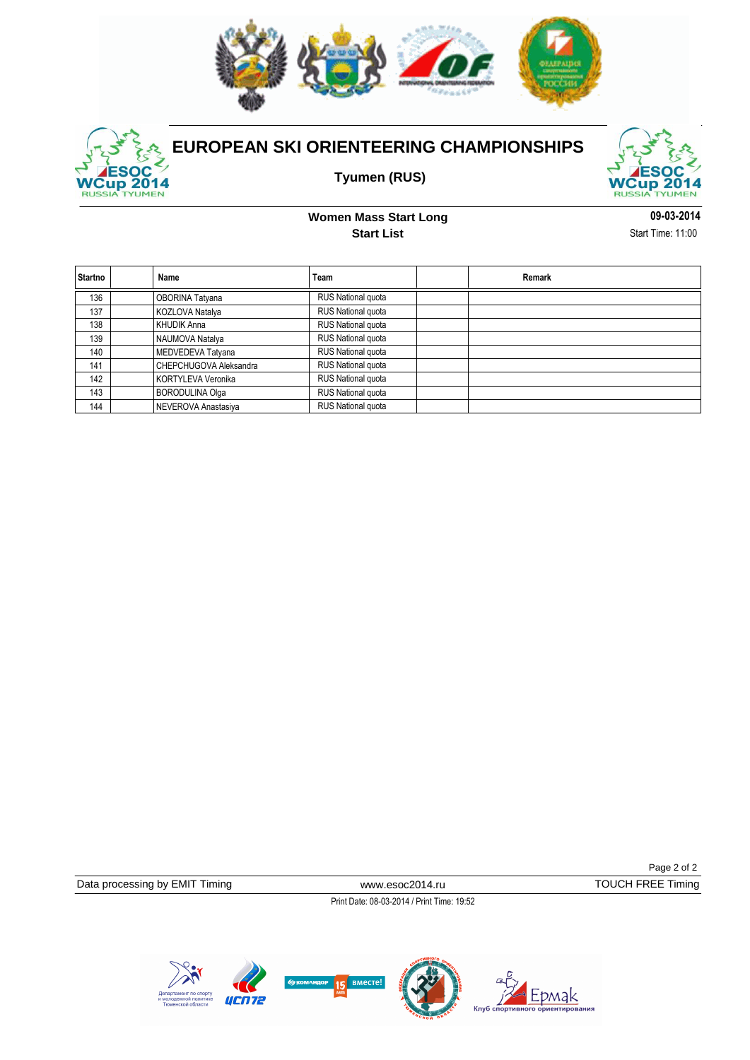# EUROPEAN SKI ORIENTEERING CHAMPIONSHIPS

**Tyumen (RUS)**

**Women Mass Start Long**
**Start List**

**09-03-2014**
Start Time: 11:00

| Startno | | Name | Team | | Remark |
|---|---|---|---|---|---|
| 136 | | OBORINA Tatyana | RUS National quota | | |
| 137 | | KOZLOVA Natalya | RUS National quota | | |
| 138 | | KHUDIK Anna | RUS National quota | | |
| 139 | | NAUMOVA Natalya | RUS National quota | | |
| 140 | | MEDVEDEVA Tatyana | RUS National quota | | |
| 141 | | CHEPCHUGOVA Aleksandra | RUS National quota | | |
| 142 | | KORTYLEVA Veronika | RUS National quota | | |
| 143 | | BORODULINA Olga | RUS National quota | | |
| 144 | | NEVEROVA Anastasiya | RUS National quota | | |

Data processing by EMIT Timing www.esoc2014.ru TOUCH FREE Timing

Print Date: 08-03-2014 / Print Time: 19:52